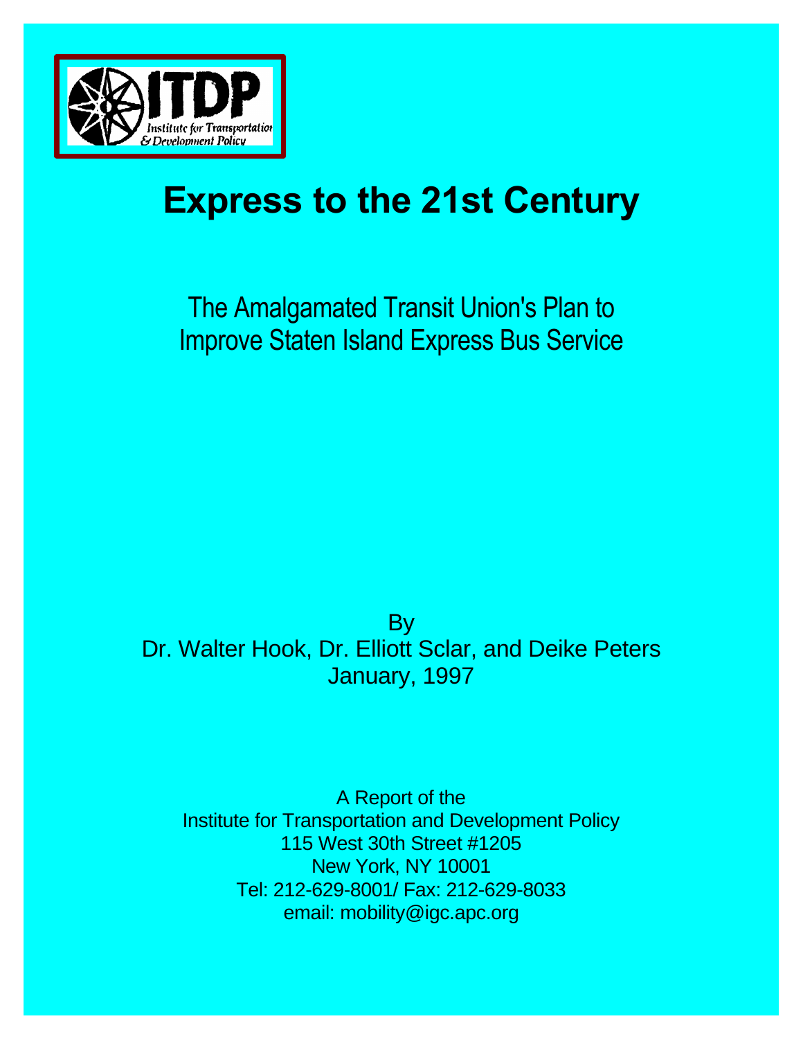ITDP

Institute for Transportation & Development Policy

# Express to the 21st Century

## The Amalgamated Transit Union's Plan to Improve Staten Island Express Bus Service

By
Dr. Walter Hook, Dr. Elliott Sclar, and Deike Peters
January, 1997

A Report of the
Institute for Transportation and Development Policy
115 West 30th Street #1205
New York, NY 10001
Tel: 212-629-8001/ Fax: 212-629-8033
email: mobility@igc.apc.org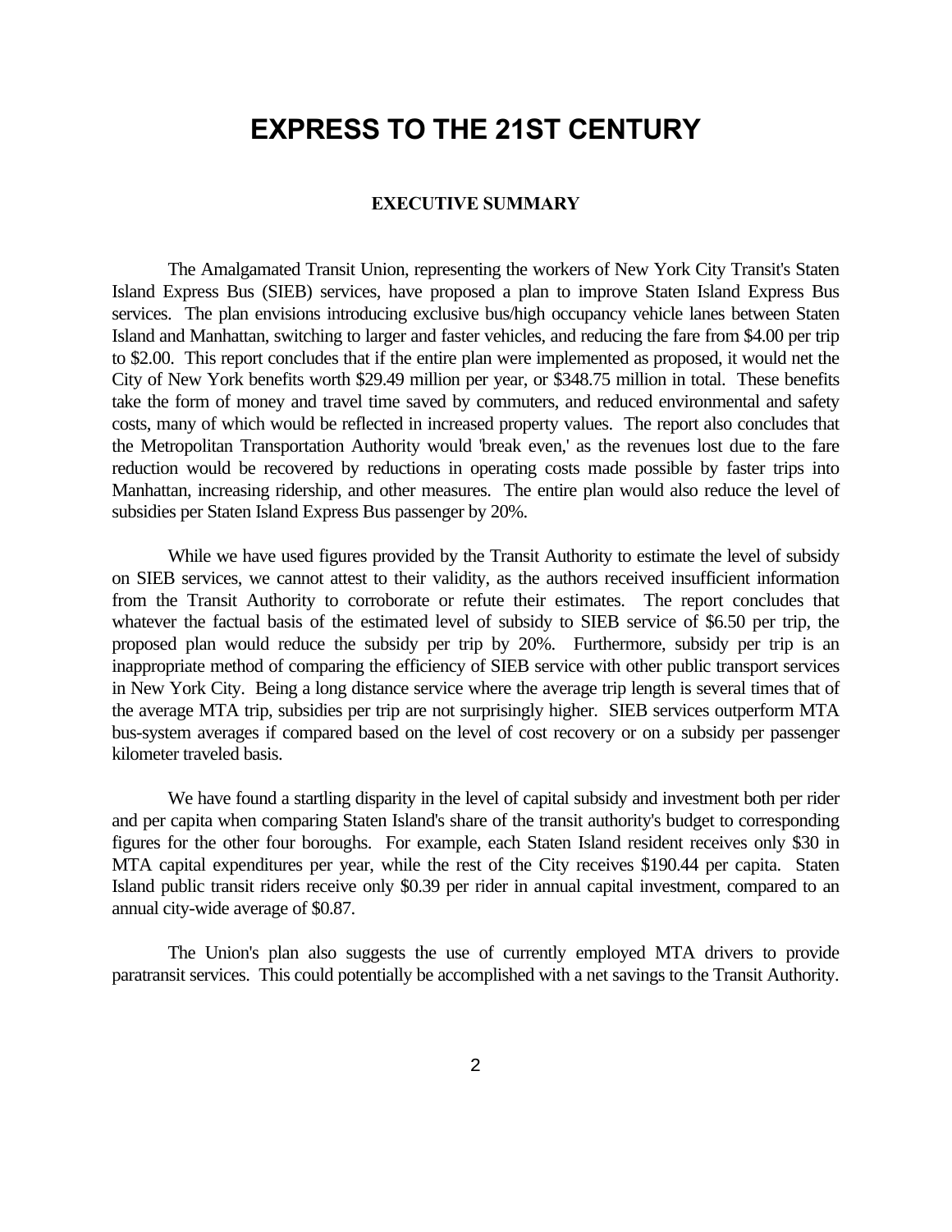# EXPRESS TO THE 21ST CENTURY

## EXECUTIVE SUMMARY

The Amalgamated Transit Union, representing the workers of New York City Transit's Staten Island Express Bus (SIEB) services, have proposed a plan to improve Staten Island Express Bus services. The plan envisions introducing exclusive bus/high occupancy vehicle lanes between Staten Island and Manhattan, switching to larger and faster vehicles, and reducing the fare from $4.00 per trip to $2.00. This report concludes that if the entire plan were implemented as proposed, it would net the City of New York benefits worth $29.49 million per year, or $348.75 million in total. These benefits take the form of money and travel time saved by commuters, and reduced environmental and safety costs, many of which would be reflected in increased property values. The report also concludes that the Metropolitan Transportation Authority would 'break even,' as the revenues lost due to the fare reduction would be recovered by reductions in operating costs made possible by faster trips into Manhattan, increasing ridership, and other measures. The entire plan would also reduce the level of subsidies per Staten Island Express Bus passenger by 20%.

While we have used figures provided by the Transit Authority to estimate the level of subsidy on SIEB services, we cannot attest to their validity, as the authors received insufficient information from the Transit Authority to corroborate or refute their estimates. The report concludes that whatever the factual basis of the estimated level of subsidy to SIEB service of $6.50 per trip, the proposed plan would reduce the subsidy per trip by 20%. Furthermore, subsidy per trip is an inappropriate method of comparing the efficiency of SIEB service with other public transport services in New York City. Being a long distance service where the average trip length is several times that of the average MTA trip, subsidies per trip are not surprisingly higher. SIEB services outperform MTA bus-system averages if compared based on the level of cost recovery or on a subsidy per passenger kilometer traveled basis.

We have found a startling disparity in the level of capital subsidy and investment both per rider and per capita when comparing Staten Island's share of the transit authority's budget to corresponding figures for the other four boroughs. For example, each Staten Island resident receives only $30 in MTA capital expenditures per year, while the rest of the City receives $190.44 per capita. Staten Island public transit riders receive only $0.39 per rider in annual capital investment, compared to an annual city-wide average of $0.87.

The Union's plan also suggests the use of currently employed MTA drivers to provide paratransit services. This could potentially be accomplished with a net savings to the Transit Authority.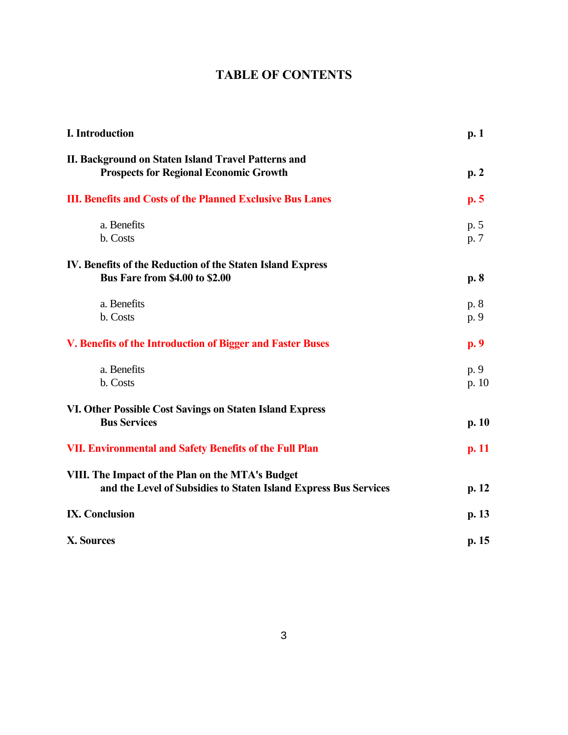# TABLE OF CONTENTS

| | |
|---|---|
| **I. Introduction** | **p. 1** |
| **II. Background on Staten Island Travel Patterns and Prospects for Regional Economic Growth** | **p. 2** |
| **III. Benefits and Costs of the Planned Exclusive Bus Lanes** | **p. 5** |
| a. Benefits | p. 5 |
| b. Costs | p. 7 |
| **IV. Benefits of the Reduction of the Staten Island Express Bus Fare from $4.00 to $2.00** | **p. 8** |
| a. Benefits | p. 8 |
| b. Costs | p. 9 |
| **V. Benefits of the Introduction of Bigger and Faster Buses** | **p. 9** |
| a. Benefits | p. 9 |
| b. Costs | p. 10 |
| **VI. Other Possible Cost Savings on Staten Island Express Bus Services** | **p. 10** |
| **VII. Environmental and Safety Benefits of the Full Plan** | **p. 11** |
| **VIII. The Impact of the Plan on the MTA's Budget and the Level of Subsidies to Staten Island Express Bus Services** | **p. 12** |
| **IX. Conclusion** | **p. 13** |
| **X. Sources** | **p. 15** |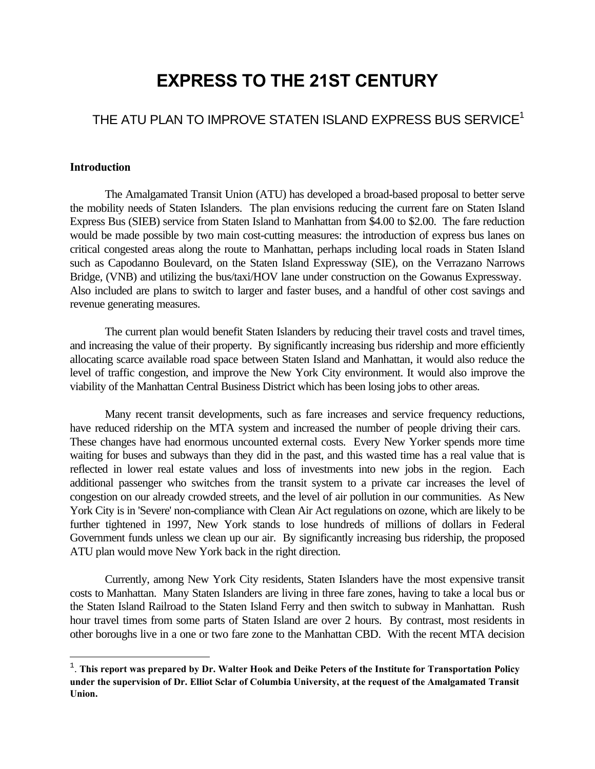# EXPRESS TO THE 21ST CENTURY

## THE ATU PLAN TO IMPROVE STATEN ISLAND EXPRESS BUS SERVICE[1]

**Introduction**

The Amalgamated Transit Union (ATU) has developed a broad-based proposal to better serve the mobility needs of Staten Islanders. The plan envisions reducing the current fare on Staten Island Express Bus (SIEB) service from Staten Island to Manhattan from $4.00 to $2.00. The fare reduction would be made possible by two main cost-cutting measures: the introduction of express bus lanes on critical congested areas along the route to Manhattan, perhaps including local roads in Staten Island such as Capodanno Boulevard, on the Staten Island Expressway (SIE), on the Verrazano Narrows Bridge, (VNB) and utilizing the bus/taxi/HOV lane under construction on the Gowanus Expressway. Also included are plans to switch to larger and faster buses, and a handful of other cost savings and revenue generating measures.

The current plan would benefit Staten Islanders by reducing their travel costs and travel times, and increasing the value of their property. By significantly increasing bus ridership and more efficiently allocating scarce available road space between Staten Island and Manhattan, it would also reduce the level of traffic congestion, and improve the New York City environment. It would also improve the viability of the Manhattan Central Business District which has been losing jobs to other areas.

Many recent transit developments, such as fare increases and service frequency reductions, have reduced ridership on the MTA system and increased the number of people driving their cars. These changes have had enormous uncounted external costs. Every New Yorker spends more time waiting for buses and subways than they did in the past, and this wasted time has a real value that is reflected in lower real estate values and loss of investments into new jobs in the region. Each additional passenger who switches from the transit system to a private car increases the level of congestion on our already crowded streets, and the level of air pollution in our communities. As New York City is in 'Severe' non-compliance with Clean Air Act regulations on ozone, which are likely to be further tightened in 1997, New York stands to lose hundreds of millions of dollars in Federal Government funds unless we clean up our air. By significantly increasing bus ridership, the proposed ATU plan would move New York back in the right direction.

Currently, among New York City residents, Staten Islanders have the most expensive transit costs to Manhattan. Many Staten Islanders are living in three fare zones, having to take a local bus or the Staten Island Railroad to the Staten Island Ferry and then switch to subway in Manhattan. Rush hour travel times from some parts of Staten Island are over 2 hours. By contrast, most residents in other boroughs live in a one or two fare zone to the Manhattan CBD. With the recent MTA decision

---

[1]. **This report was prepared by Dr. Walter Hook and Deike Peters of the Institute for Transportation Policy under the supervision of Dr. Elliot Sclar of Columbia University, at the request of the Amalgamated Transit Union.**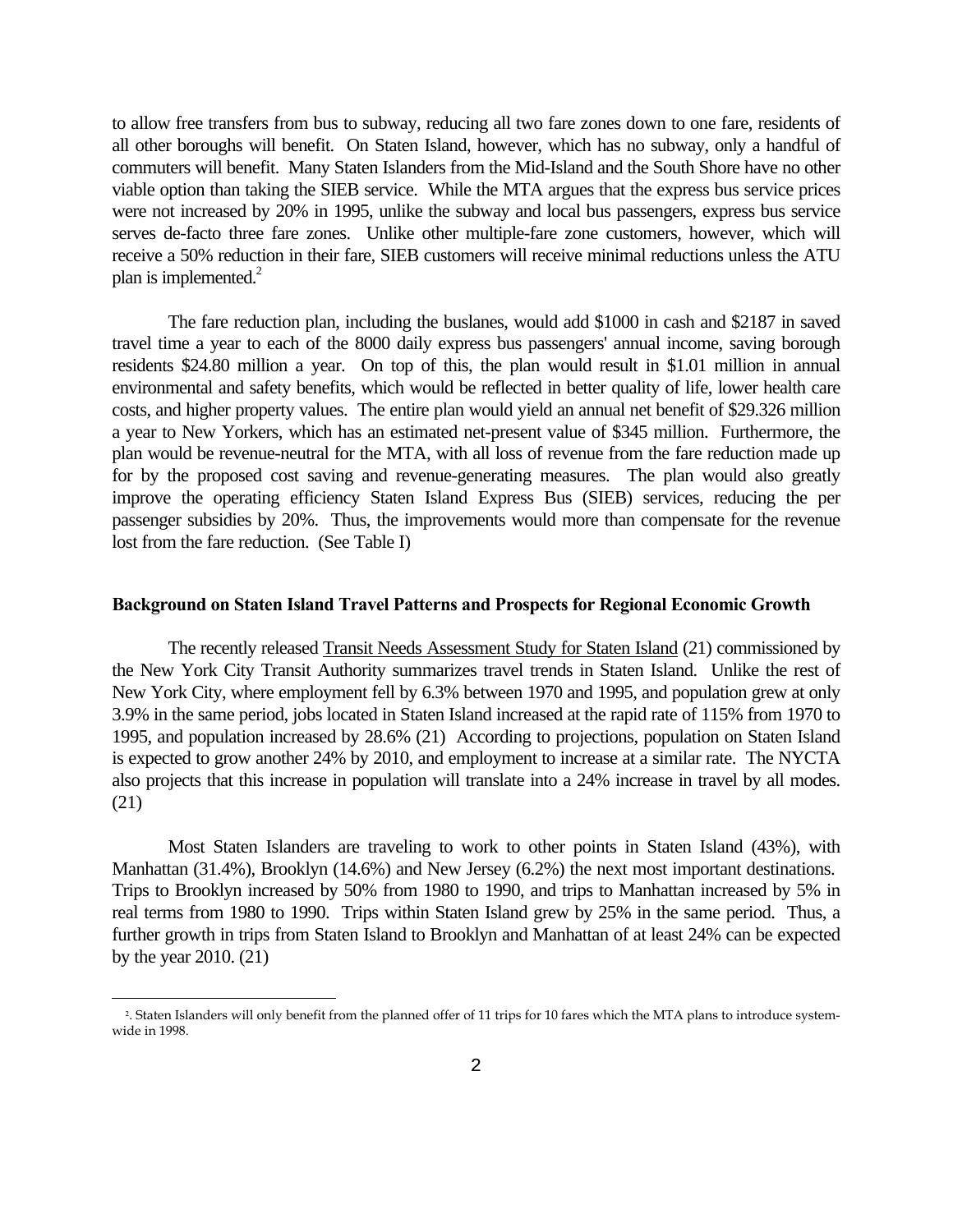to allow free transfers from bus to subway, reducing all two fare zones down to one fare, residents of all other boroughs will benefit. On Staten Island, however, which has no subway, only a handful of commuters will benefit. Many Staten Islanders from the Mid-Island and the South Shore have no other viable option than taking the SIEB service. While the MTA argues that the express bus service prices were not increased by 20% in 1995, unlike the subway and local bus passengers, express bus service serves de-facto three fare zones. Unlike other multiple-fare zone customers, however, which will receive a 50% reduction in their fare, SIEB customers will receive minimal reductions unless the ATU plan is implemented.[2]

The fare reduction plan, including the buslanes, would add $1000 in cash and $2187 in saved travel time a year to each of the 8000 daily express bus passengers' annual income, saving borough residents $24.80 million a year. On top of this, the plan would result in $1.01 million in annual environmental and safety benefits, which would be reflected in better quality of life, lower health care costs, and higher property values. The entire plan would yield an annual net benefit of $29.326 million a year to New Yorkers, which has an estimated net-present value of $345 million. Furthermore, the plan would be revenue-neutral for the MTA, with all loss of revenue from the fare reduction made up for by the proposed cost saving and revenue-generating measures. The plan would also greatly improve the operating efficiency Staten Island Express Bus (SIEB) services, reducing the per passenger subsidies by 20%. Thus, the improvements would more than compensate for the revenue lost from the fare reduction. (See Table I)

### Background on Staten Island Travel Patterns and Prospects for Regional Economic Growth

The recently released Transit Needs Assessment Study for Staten Island (21) commissioned by the New York City Transit Authority summarizes travel trends in Staten Island. Unlike the rest of New York City, where employment fell by 6.3% between 1970 and 1995, and population grew at only 3.9% in the same period, jobs located in Staten Island increased at the rapid rate of 115% from 1970 to 1995, and population increased by 28.6% (21) According to projections, population on Staten Island is expected to grow another 24% by 2010, and employment to increase at a similar rate. The NYCTA also projects that this increase in population will translate into a 24% increase in travel by all modes. (21)

Most Staten Islanders are traveling to work to other points in Staten Island (43%), with Manhattan (31.4%), Brooklyn (14.6%) and New Jersey (6.2%) the next most important destinations. Trips to Brooklyn increased by 50% from 1980 to 1990, and trips to Manhattan increased by 5% in real terms from 1980 to 1990. Trips within Staten Island grew by 25% in the same period. Thus, a further growth in trips from Staten Island to Brooklyn and Manhattan of at least 24% can be expected by the year 2010. (21)

---

[2]. Staten Islanders will only benefit from the planned offer of 11 trips for 10 fares which the MTA plans to introduce system-wide in 1998.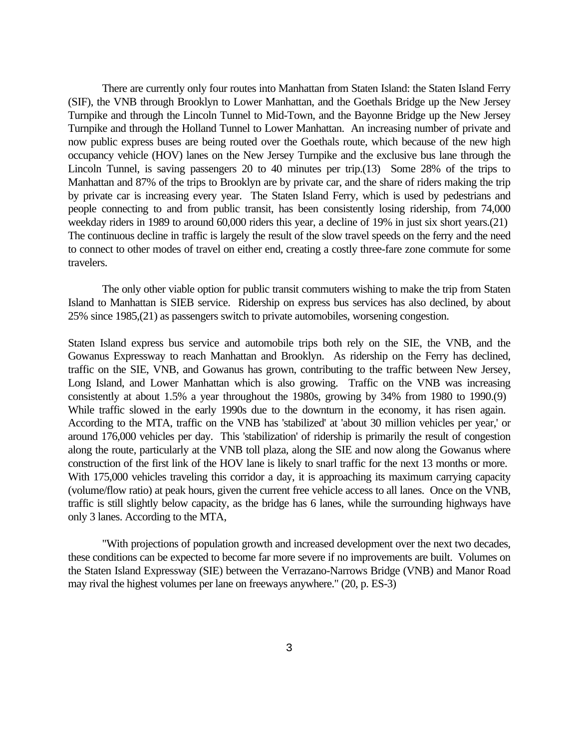There are currently only four routes into Manhattan from Staten Island: the Staten Island Ferry (SIF), the VNB through Brooklyn to Lower Manhattan, and the Goethals Bridge up the New Jersey Turnpike and through the Lincoln Tunnel to Mid-Town, and the Bayonne Bridge up the New Jersey Turnpike and through the Holland Tunnel to Lower Manhattan. An increasing number of private and now public express buses are being routed over the Goethals route, which because of the new high occupancy vehicle (HOV) lanes on the New Jersey Turnpike and the exclusive bus lane through the Lincoln Tunnel, is saving passengers 20 to 40 minutes per trip.(13) Some 28% of the trips to Manhattan and 87% of the trips to Brooklyn are by private car, and the share of riders making the trip by private car is increasing every year. The Staten Island Ferry, which is used by pedestrians and people connecting to and from public transit, has been consistently losing ridership, from 74,000 weekday riders in 1989 to around 60,000 riders this year, a decline of 19% in just six short years.(21) The continuous decline in traffic is largely the result of the slow travel speeds on the ferry and the need to connect to other modes of travel on either end, creating a costly three-fare zone commute for some travelers.

The only other viable option for public transit commuters wishing to make the trip from Staten Island to Manhattan is SIEB service. Ridership on express bus services has also declined, by about 25% since 1985,(21) as passengers switch to private automobiles, worsening congestion.

Staten Island express bus service and automobile trips both rely on the SIE, the VNB, and the Gowanus Expressway to reach Manhattan and Brooklyn. As ridership on the Ferry has declined, traffic on the SIE, VNB, and Gowanus has grown, contributing to the traffic between New Jersey, Long Island, and Lower Manhattan which is also growing. Traffic on the VNB was increasing consistently at about 1.5% a year throughout the 1980s, growing by 34% from 1980 to 1990.(9) While traffic slowed in the early 1990s due to the downturn in the economy, it has risen again. According to the MTA, traffic on the VNB has 'stabilized' at 'about 30 million vehicles per year,' or around 176,000 vehicles per day. This 'stabilization' of ridership is primarily the result of congestion along the route, particularly at the VNB toll plaza, along the SIE and now along the Gowanus where construction of the first link of the HOV lane is likely to snarl traffic for the next 13 months or more. With 175,000 vehicles traveling this corridor a day, it is approaching its maximum carrying capacity (volume/flow ratio) at peak hours, given the current free vehicle access to all lanes. Once on the VNB, traffic is still slightly below capacity, as the bridge has 6 lanes, while the surrounding highways have only 3 lanes. According to the MTA,

"With projections of population growth and increased development over the next two decades, these conditions can be expected to become far more severe if no improvements are built. Volumes on the Staten Island Expressway (SIE) between the Verrazano-Narrows Bridge (VNB) and Manor Road may rival the highest volumes per lane on freeways anywhere." (20, p. ES-3)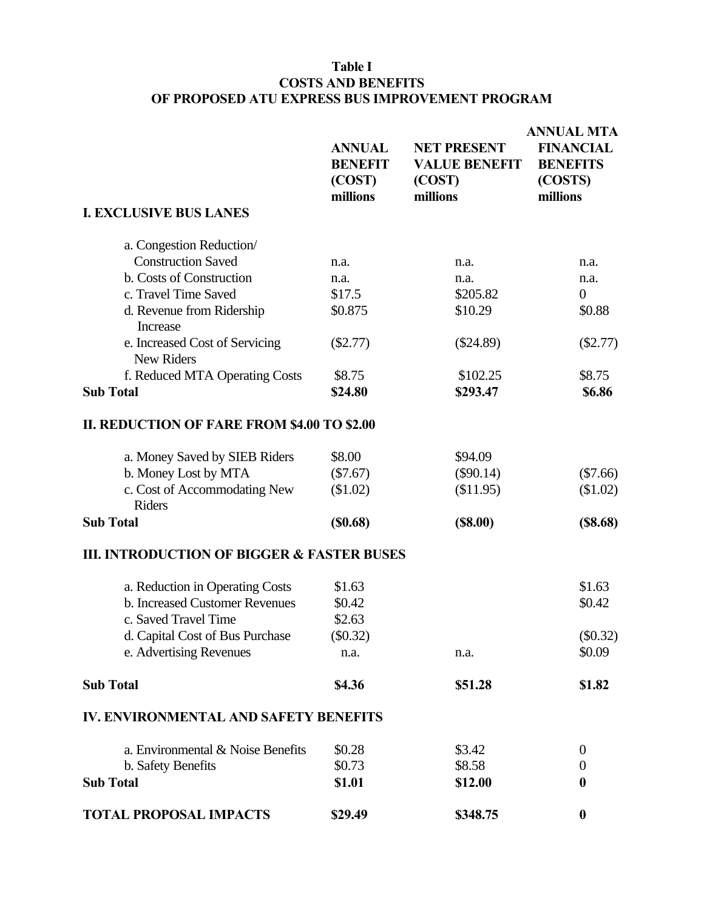**Table I**
**COSTS AND BENEFITS**
**OF PROPOSED ATU EXPRESS BUS IMPROVEMENT PROGRAM**

| | ANNUAL BENEFIT (COST) millions | NET PRESENT VALUE BENEFIT (COST) millions | ANNUAL MTA FINANCIAL BENEFITS (COSTS) millions |
|---|---|---|---|
| **I. EXCLUSIVE BUS LANES** | | | |
| a. Congestion Reduction/ Construction Saved | n.a. | n.a. | n.a. |
| b. Costs of Construction | n.a. | n.a. | n.a. |
| c. Travel Time Saved | $17.5 | $205.82 | 0 |
| d. Revenue from Ridership Increase | $0.875 | $10.29 | $0.88 |
| e. Increased Cost of Servicing New Riders | ($2.77) | ($24.89) | ($2.77) |
| f. Reduced MTA Operating Costs | $8.75 | $102.25 | $8.75 |
| **Sub Total** | **$24.80** | **$293.47** | **$6.86** |
| **II. REDUCTION OF FARE FROM $4.00 TO $2.00** | | | |
| a. Money Saved by SIEB Riders | $8.00 | $94.09 | |
| b. Money Lost by MTA | ($7.67) | ($90.14) | ($7.66) |
| c. Cost of Accommodating New Riders | ($1.02) | ($11.95) | ($1.02) |
| **Sub Total** | **($0.68)** | **($8.00)** | **($8.68)** |
| **III. INTRODUCTION OF BIGGER & FASTER BUSES** | | | |
| a. Reduction in Operating Costs | $1.63 | | $1.63 |
| b. Increased Customer Revenues | $0.42 | | $0.42 |
| c. Saved Travel Time | $2.63 | | |
| d. Capital Cost of Bus Purchase | ($0.32) | | ($0.32) |
| e. Advertising Revenues | n.a. | n.a. | $0.09 |
| **Sub Total** | **$4.36** | **$51.28** | **$1.82** |
| **IV. ENVIRONMENTAL AND SAFETY BENEFITS** | | | |
| a. Environmental & Noise Benefits | $0.28 | $3.42 | 0 |
| b. Safety Benefits | $0.73 | $8.58 | 0 |
| **Sub Total** | **$1.01** | **$12.00** | **0** |
| **TOTAL PROPOSAL IMPACTS** | **$29.49** | **$348.75** | **0** |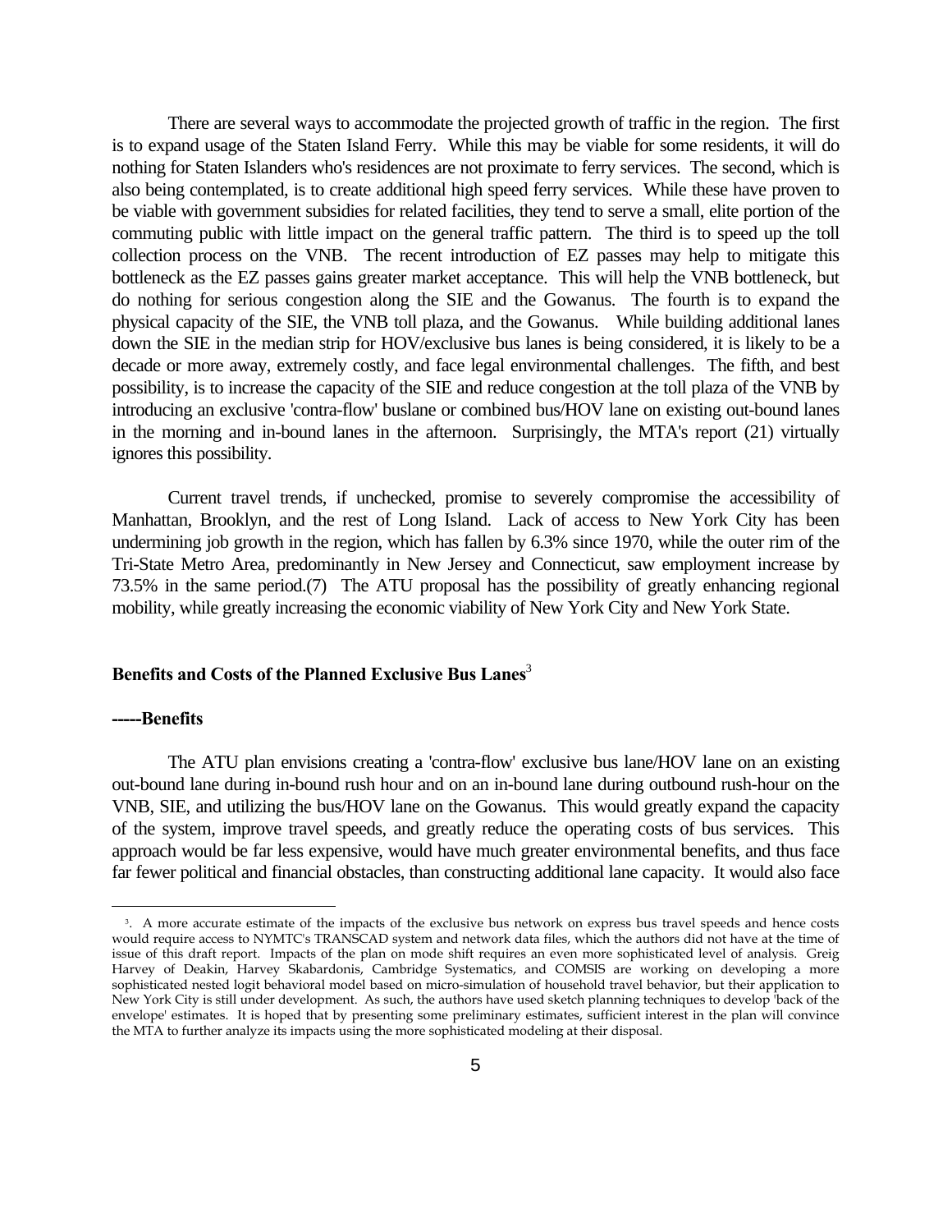There are several ways to accommodate the projected growth of traffic in the region. The first is to expand usage of the Staten Island Ferry. While this may be viable for some residents, it will do nothing for Staten Islanders who's residences are not proximate to ferry services. The second, which is also being contemplated, is to create additional high speed ferry services. While these have proven to be viable with government subsidies for related facilities, they tend to serve a small, elite portion of the commuting public with little impact on the general traffic pattern. The third is to speed up the toll collection process on the VNB. The recent introduction of EZ passes may help to mitigate this bottleneck as the EZ passes gains greater market acceptance. This will help the VNB bottleneck, but do nothing for serious congestion along the SIE and the Gowanus. The fourth is to expand the physical capacity of the SIE, the VNB toll plaza, and the Gowanus. While building additional lanes down the SIE in the median strip for HOV/exclusive bus lanes is being considered, it is likely to be a decade or more away, extremely costly, and face legal environmental challenges. The fifth, and best possibility, is to increase the capacity of the SIE and reduce congestion at the toll plaza of the VNB by introducing an exclusive 'contra-flow' buslane or combined bus/HOV lane on existing out-bound lanes in the morning and in-bound lanes in the afternoon. Surprisingly, the MTA's report (21) virtually ignores this possibility.

Current travel trends, if unchecked, promise to severely compromise the accessibility of Manhattan, Brooklyn, and the rest of Long Island. Lack of access to New York City has been undermining job growth in the region, which has fallen by 6.3% since 1970, while the outer rim of the Tri-State Metro Area, predominantly in New Jersey and Connecticut, saw employment increase by 73.5% in the same period.(7) The ATU proposal has the possibility of greatly enhancing regional mobility, while greatly increasing the economic viability of New York City and New York State.

## Benefits and Costs of the Planned Exclusive Bus Lanes[3]

### -----Benefits

The ATU plan envisions creating a 'contra-flow' exclusive bus lane/HOV lane on an existing out-bound lane during in-bound rush hour and on an in-bound lane during outbound rush-hour on the VNB, SIE, and utilizing the bus/HOV lane on the Gowanus. This would greatly expand the capacity of the system, improve travel speeds, and greatly reduce the operating costs of bus services. This approach would be far less expensive, would have much greater environmental benefits, and thus face far fewer political and financial obstacles, than constructing additional lane capacity. It would also face

[3]. A more accurate estimate of the impacts of the exclusive bus network on express bus travel speeds and hence costs would require access to NYMTC's TRANSCAD system and network data files, which the authors did not have at the time of issue of this draft report. Impacts of the plan on mode shift requires an even more sophisticated level of analysis. Greig Harvey of Deakin, Harvey Skabardonis, Cambridge Systematics, and COMSIS are working on developing a more sophisticated nested logit behavioral model based on micro-simulation of household travel behavior, but their application to New York City is still under development. As such, the authors have used sketch planning techniques to develop 'back of the envelope' estimates. It is hoped that by presenting some preliminary estimates, sufficient interest in the plan will convince the MTA to further analyze its impacts using the more sophisticated modeling at their disposal.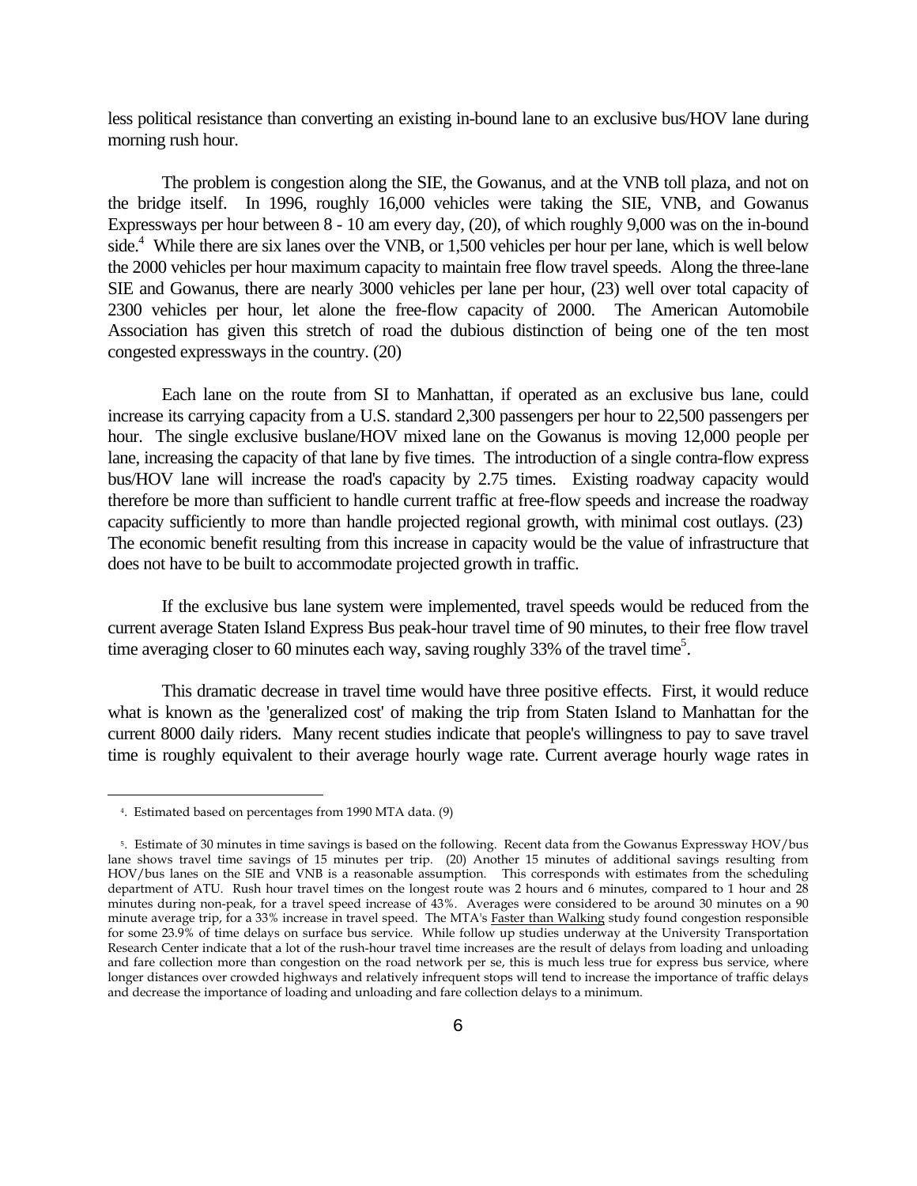less political resistance than converting an existing in-bound lane to an exclusive bus/HOV lane during morning rush hour.

The problem is congestion along the SIE, the Gowanus, and at the VNB toll plaza, and not on the bridge itself. In 1996, roughly 16,000 vehicles were taking the SIE, VNB, and Gowanus Expressways per hour between 8 - 10 am every day, (20), of which roughly 9,000 was on the in-bound side.[4] While there are six lanes over the VNB, or 1,500 vehicles per hour per lane, which is well below the 2000 vehicles per hour maximum capacity to maintain free flow travel speeds. Along the three-lane SIE and Gowanus, there are nearly 3000 vehicles per lane per hour, (23) well over total capacity of 2300 vehicles per hour, let alone the free-flow capacity of 2000. The American Automobile Association has given this stretch of road the dubious distinction of being one of the ten most congested expressways in the country. (20)

Each lane on the route from SI to Manhattan, if operated as an exclusive bus lane, could increase its carrying capacity from a U.S. standard 2,300 passengers per hour to 22,500 passengers per hour. The single exclusive buslane/HOV mixed lane on the Gowanus is moving 12,000 people per lane, increasing the capacity of that lane by five times. The introduction of a single contra-flow express bus/HOV lane will increase the road's capacity by 2.75 times. Existing roadway capacity would therefore be more than sufficient to handle current traffic at free-flow speeds and increase the roadway capacity sufficiently to more than handle projected regional growth, with minimal cost outlays. (23) The economic benefit resulting from this increase in capacity would be the value of infrastructure that does not have to be built to accommodate projected growth in traffic.

If the exclusive bus lane system were implemented, travel speeds would be reduced from the current average Staten Island Express Bus peak-hour travel time of 90 minutes, to their free flow travel time averaging closer to 60 minutes each way, saving roughly 33% of the travel time[5].

This dramatic decrease in travel time would have three positive effects. First, it would reduce what is known as the 'generalized cost' of making the trip from Staten Island to Manhattan for the current 8000 daily riders. Many recent studies indicate that people's willingness to pay to save travel time is roughly equivalent to their average hourly wage rate. Current average hourly wage rates in

---

[4]. Estimated based on percentages from 1990 MTA data. (9)

[5]. Estimate of 30 minutes in time savings is based on the following. Recent data from the Gowanus Expressway HOV/bus lane shows travel time savings of 15 minutes per trip. (20) Another 15 minutes of additional savings resulting from HOV/bus lanes on the SIE and VNB is a reasonable assumption. This corresponds with estimates from the scheduling department of ATU. Rush hour travel times on the longest route was 2 hours and 6 minutes, compared to 1 hour and 28 minutes during non-peak, for a travel speed increase of 43%. Averages were considered to be around 30 minutes on a 90 minute average trip, for a 33% increase in travel speed. The MTA's Faster than Walking study found congestion responsible for some 23.9% of time delays on surface bus service. While follow up studies underway at the University Transportation Research Center indicate that a lot of the rush-hour travel time increases are the result of delays from loading and unloading and fare collection more than congestion on the road network per se, this is much less true for express bus service, where longer distances over crowded highways and relatively infrequent stops will tend to increase the importance of traffic delays and decrease the importance of loading and unloading and fare collection delays to a minimum.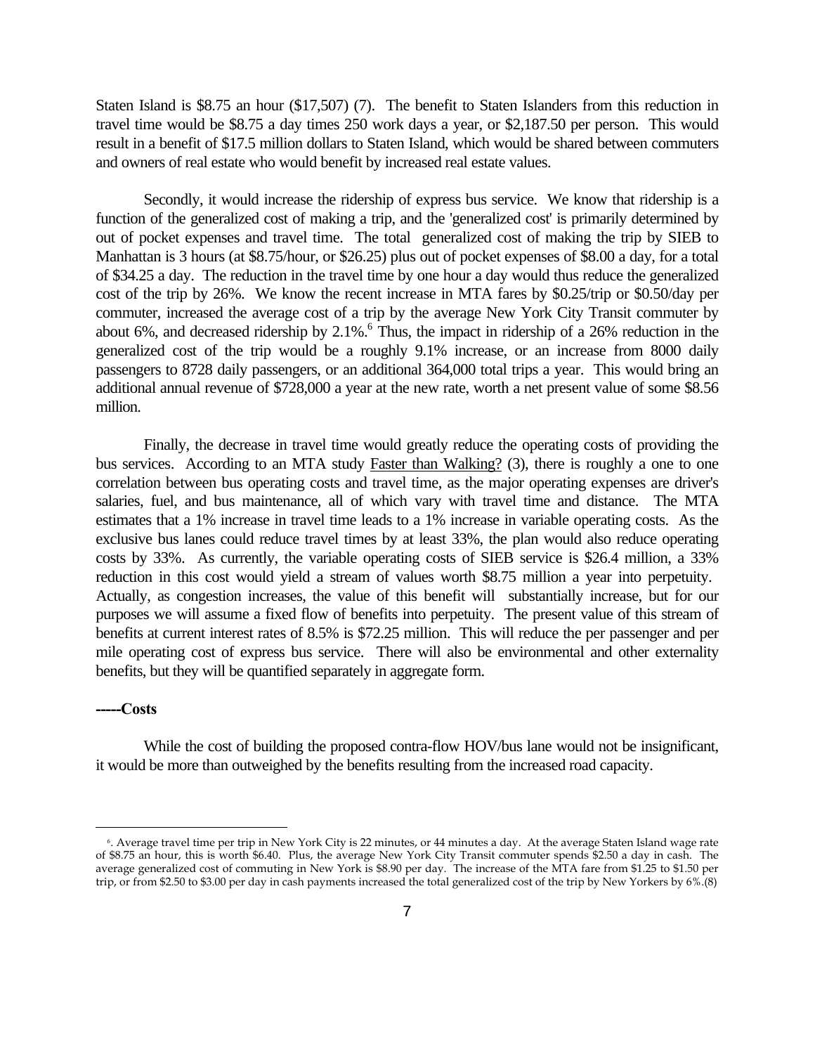Staten Island is \$8.75 an hour (\$17,507) (7). The benefit to Staten Islanders from this reduction in travel time would be \$8.75 a day times 250 work days a year, or \$2,187.50 per person. This would result in a benefit of \$17.5 million dollars to Staten Island, which would be shared between commuters and owners of real estate who would benefit by increased real estate values.

Secondly, it would increase the ridership of express bus service. We know that ridership is a function of the generalized cost of making a trip, and the 'generalized cost' is primarily determined by out of pocket expenses and travel time. The total generalized cost of making the trip by SIEB to Manhattan is 3 hours (at \$8.75/hour, or \$26.25) plus out of pocket expenses of \$8.00 a day, for a total of \$34.25 a day. The reduction in the travel time by one hour a day would thus reduce the generalized cost of the trip by 26%. We know the recent increase in MTA fares by \$0.25/trip or \$0.50/day per commuter, increased the average cost of a trip by the average New York City Transit commuter by about 6%, and decreased ridership by 2.1%.[6] Thus, the impact in ridership of a 26% reduction in the generalized cost of the trip would be a roughly 9.1% increase, or an increase from 8000 daily passengers to 8728 daily passengers, or an additional 364,000 total trips a year. This would bring an additional annual revenue of \$728,000 a year at the new rate, worth a net present value of some \$8.56 million.

Finally, the decrease in travel time would greatly reduce the operating costs of providing the bus services. According to an MTA study <u>Faster than Walking?</u> (3), there is roughly a one to one correlation between bus operating costs and travel time, as the major operating expenses are driver's salaries, fuel, and bus maintenance, all of which vary with travel time and distance. The MTA estimates that a 1% increase in travel time leads to a 1% increase in variable operating costs. As the exclusive bus lanes could reduce travel times by at least 33%, the plan would also reduce operating costs by 33%. As currently, the variable operating costs of SIEB service is \$26.4 million, a 33% reduction in this cost would yield a stream of values worth \$8.75 million a year into perpetuity. Actually, as congestion increases, the value of this benefit will substantially increase, but for our purposes we will assume a fixed flow of benefits into perpetuity. The present value of this stream of benefits at current interest rates of 8.5% is \$72.25 million. This will reduce the per passenger and per mile operating cost of express bus service. There will also be environmental and other externality benefits, but they will be quantified separately in aggregate form.

**-----Costs**

While the cost of building the proposed contra-flow HOV/bus lane would not be insignificant, it would be more than outweighed by the benefits resulting from the increased road capacity.

---

[6]. Average travel time per trip in New York City is 22 minutes, or 44 minutes a day. At the average Staten Island wage rate of \$8.75 an hour, this is worth \$6.40. Plus, the average New York City Transit commuter spends \$2.50 a day in cash. The average generalized cost of commuting in New York is \$8.90 per day. The increase of the MTA fare from \$1.25 to \$1.50 per trip, or from \$2.50 to \$3.00 per day in cash payments increased the total generalized cost of the trip by New Yorkers by 6%.(8)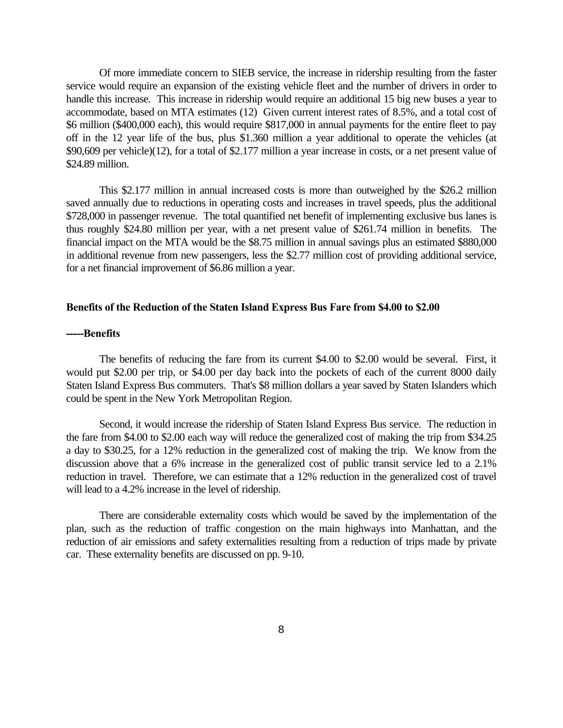Of more immediate concern to SIEB service, the increase in ridership resulting from the faster service would require an expansion of the existing vehicle fleet and the number of drivers in order to handle this increase. This increase in ridership would require an additional 15 big new buses a year to accommodate, based on MTA estimates (12) Given current interest rates of 8.5%, and a total cost of $6 million ($400,000 each), this would require $817,000 in annual payments for the entire fleet to pay off in the 12 year life of the bus, plus $1.360 million a year additional to operate the vehicles (at $90,609 per vehicle)(12), for a total of $2.177 million a year increase in costs, or a net present value of $24.89 million.

This $2.177 million in annual increased costs is more than outweighed by the $26.2 million saved annually due to reductions in operating costs and increases in travel speeds, plus the additional $728,000 in passenger revenue. The total quantified net benefit of implementing exclusive bus lanes is thus roughly $24.80 million per year, with a net present value of $261.74 million in benefits. The financial impact on the MTA would be the $8.75 million in annual savings plus an estimated $880,000 in additional revenue from new passengers, less the $2.77 million cost of providing additional service, for a net financial improvement of $6.86 million a year.

**Benefits of the Reduction of the Staten Island Express Bus Fare from $4.00 to $2.00**

**-----Benefits**

The benefits of reducing the fare from its current $4.00 to $2.00 would be several. First, it would put $2.00 per trip, or $4.00 per day back into the pockets of each of the current 8000 daily Staten Island Express Bus commuters. That's $8 million dollars a year saved by Staten Islanders which could be spent in the New York Metropolitan Region.

Second, it would increase the ridership of Staten Island Express Bus service. The reduction in the fare from $4.00 to $2.00 each way will reduce the generalized cost of making the trip from $34.25 a day to $30.25, for a 12% reduction in the generalized cost of making the trip. We know from the discussion above that a 6% increase in the generalized cost of public transit service led to a 2.1% reduction in travel. Therefore, we can estimate that a 12% reduction in the generalized cost of travel will lead to a 4.2% increase in the level of ridership.

There are considerable externality costs which would be saved by the implementation of the plan, such as the reduction of traffic congestion on the main highways into Manhattan, and the reduction of air emissions and safety externalities resulting from a reduction of trips made by private car. These externality benefits are discussed on pp. 9-10.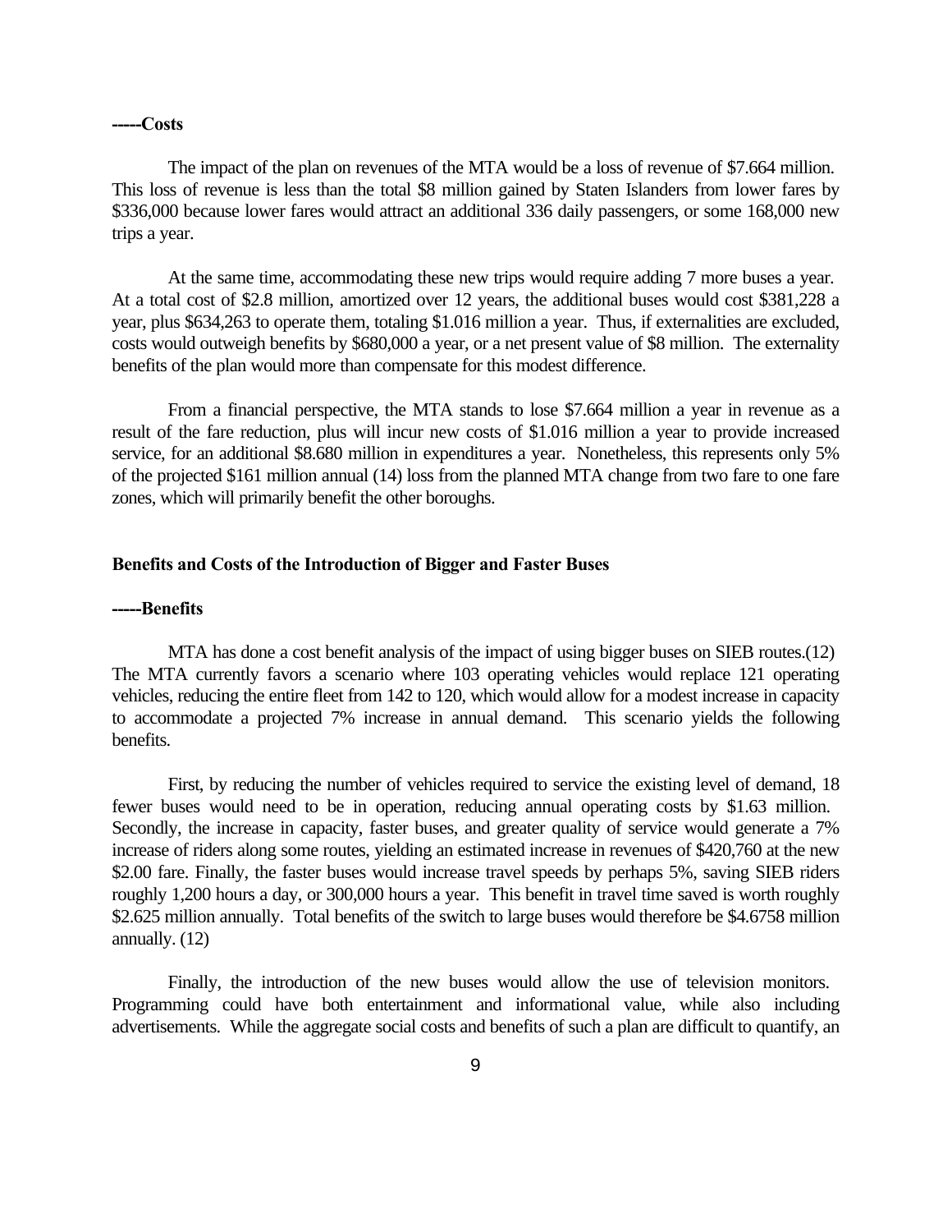**-----Costs**

The impact of the plan on revenues of the MTA would be a loss of revenue of $7.664 million. This loss of revenue is less than the total $8 million gained by Staten Islanders from lower fares by $336,000 because lower fares would attract an additional 336 daily passengers, or some 168,000 new trips a year.

At the same time, accommodating these new trips would require adding 7 more buses a year. At a total cost of $2.8 million, amortized over 12 years, the additional buses would cost $381,228 a year, plus $634,263 to operate them, totaling $1.016 million a year. Thus, if externalities are excluded, costs would outweigh benefits by $680,000 a year, or a net present value of $8 million. The externality benefits of the plan would more than compensate for this modest difference.

From a financial perspective, the MTA stands to lose $7.664 million a year in revenue as a result of the fare reduction, plus will incur new costs of $1.016 million a year to provide increased service, for an additional $8.680 million in expenditures a year. Nonetheless, this represents only 5% of the projected $161 million annual (14) loss from the planned MTA change from two fare to one fare zones, which will primarily benefit the other boroughs.

**Benefits and Costs of the Introduction of Bigger and Faster Buses**

**-----Benefits**

MTA has done a cost benefit analysis of the impact of using bigger buses on SIEB routes.(12) The MTA currently favors a scenario where 103 operating vehicles would replace 121 operating vehicles, reducing the entire fleet from 142 to 120, which would allow for a modest increase in capacity to accommodate a projected 7% increase in annual demand. This scenario yields the following benefits.

First, by reducing the number of vehicles required to service the existing level of demand, 18 fewer buses would need to be in operation, reducing annual operating costs by $1.63 million. Secondly, the increase in capacity, faster buses, and greater quality of service would generate a 7% increase of riders along some routes, yielding an estimated increase in revenues of $420,760 at the new $2.00 fare. Finally, the faster buses would increase travel speeds by perhaps 5%, saving SIEB riders roughly 1,200 hours a day, or 300,000 hours a year. This benefit in travel time saved is worth roughly $2.625 million annually. Total benefits of the switch to large buses would therefore be $4.6758 million annually. (12)

Finally, the introduction of the new buses would allow the use of television monitors. Programming could have both entertainment and informational value, while also including advertisements. While the aggregate social costs and benefits of such a plan are difficult to quantify, an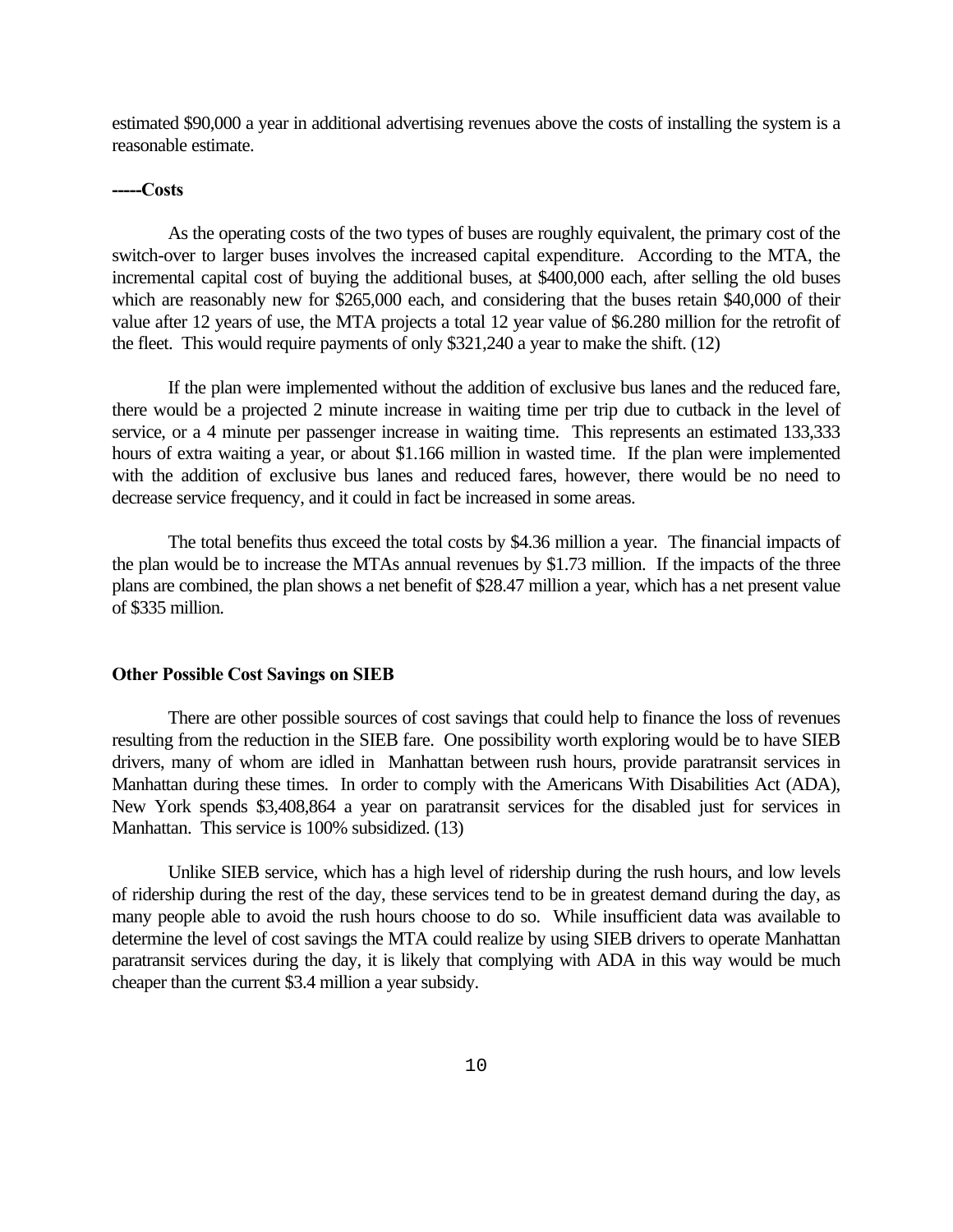estimated $90,000 a year in additional advertising revenues above the costs of installing the system is a reasonable estimate.

**-----Costs**

As the operating costs of the two types of buses are roughly equivalent, the primary cost of the switch-over to larger buses involves the increased capital expenditure. According to the MTA, the incremental capital cost of buying the additional buses, at $400,000 each, after selling the old buses which are reasonably new for $265,000 each, and considering that the buses retain $40,000 of their value after 12 years of use, the MTA projects a total 12 year value of $6.280 million for the retrofit of the fleet. This would require payments of only $321,240 a year to make the shift. (12)

If the plan were implemented without the addition of exclusive bus lanes and the reduced fare, there would be a projected 2 minute increase in waiting time per trip due to cutback in the level of service, or a 4 minute per passenger increase in waiting time. This represents an estimated 133,333 hours of extra waiting a year, or about $1.166 million in wasted time. If the plan were implemented with the addition of exclusive bus lanes and reduced fares, however, there would be no need to decrease service frequency, and it could in fact be increased in some areas.

The total benefits thus exceed the total costs by $4.36 million a year. The financial impacts of the plan would be to increase the MTAs annual revenues by $1.73 million. If the impacts of the three plans are combined, the plan shows a net benefit of $28.47 million a year, which has a net present value of $335 million.

**Other Possible Cost Savings on SIEB**

There are other possible sources of cost savings that could help to finance the loss of revenues resulting from the reduction in the SIEB fare. One possibility worth exploring would be to have SIEB drivers, many of whom are idled in Manhattan between rush hours, provide paratransit services in Manhattan during these times. In order to comply with the Americans With Disabilities Act (ADA), New York spends $3,408,864 a year on paratransit services for the disabled just for services in Manhattan. This service is 100% subsidized. (13)

Unlike SIEB service, which has a high level of ridership during the rush hours, and low levels of ridership during the rest of the day, these services tend to be in greatest demand during the day, as many people able to avoid the rush hours choose to do so. While insufficient data was available to determine the level of cost savings the MTA could realize by using SIEB drivers to operate Manhattan paratransit services during the day, it is likely that complying with ADA in this way would be much cheaper than the current $3.4 million a year subsidy.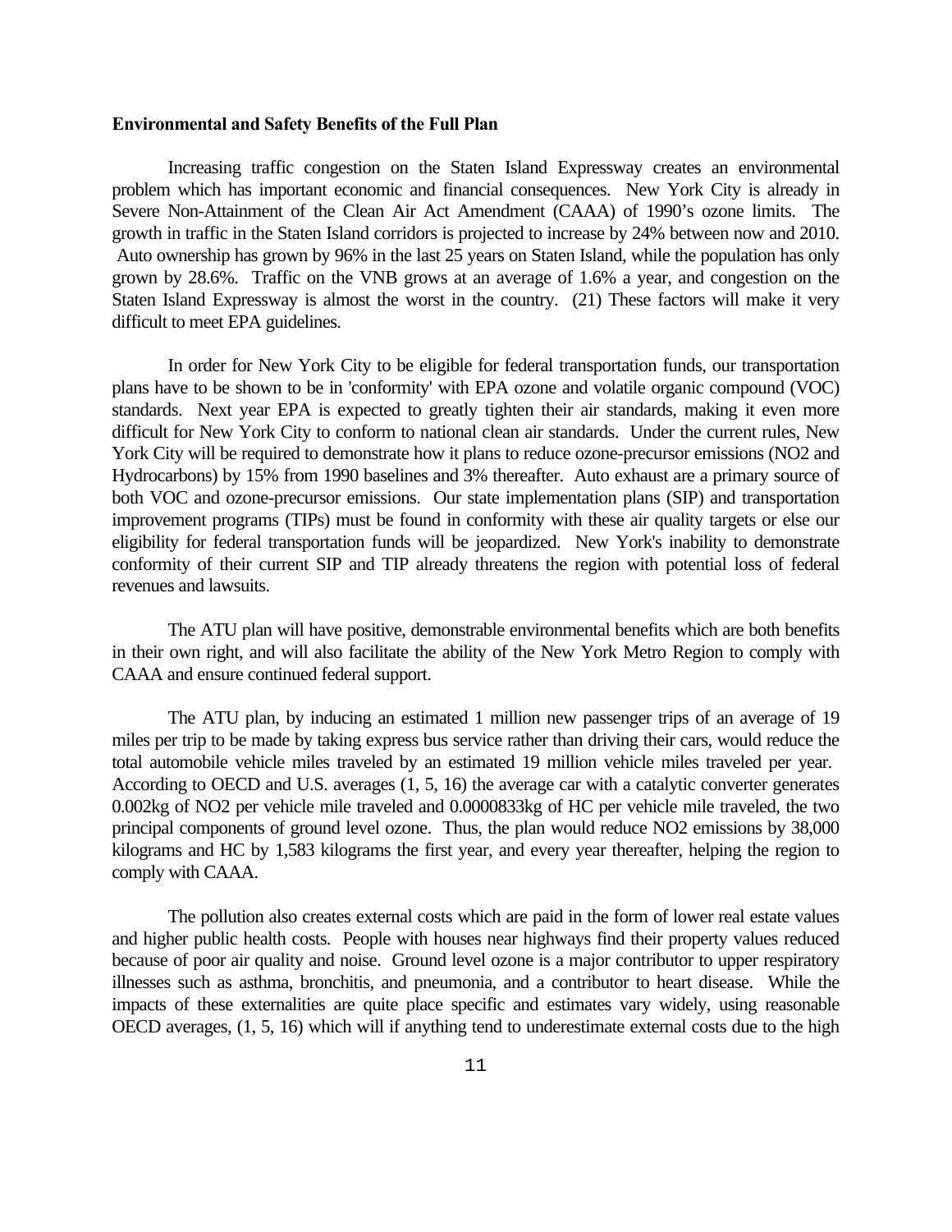**Environmental and Safety Benefits of the Full Plan**

Increasing traffic congestion on the Staten Island Expressway creates an environmental problem which has important economic and financial consequences. New York City is already in Severe Non-Attainment of the Clean Air Act Amendment (CAAA) of 1990's ozone limits. The growth in traffic in the Staten Island corridors is projected to increase by 24% between now and 2010. Auto ownership has grown by 96% in the last 25 years on Staten Island, while the population has only grown by 28.6%. Traffic on the VNB grows at an average of 1.6% a year, and congestion on the Staten Island Expressway is almost the worst in the country. (21) These factors will make it very difficult to meet EPA guidelines.

In order for New York City to be eligible for federal transportation funds, our transportation plans have to be shown to be in 'conformity' with EPA ozone and volatile organic compound (VOC) standards. Next year EPA is expected to greatly tighten their air standards, making it even more difficult for New York City to conform to national clean air standards. Under the current rules, New York City will be required to demonstrate how it plans to reduce ozone-precursor emissions ($NO_2$ and Hydrocarbons) by 15% from 1990 baselines and 3% thereafter. Auto exhaust are a primary source of both VOC and ozone-precursor emissions. Our state implementation plans (SIP) and transportation improvement programs (TIPs) must be found in conformity with these air quality targets or else our eligibility for federal transportation funds will be jeopardized. New York's inability to demonstrate conformity of their current SIP and TIP already threatens the region with potential loss of federal revenues and lawsuits.

The ATU plan will have positive, demonstrable environmental benefits which are both benefits in their own right, and will also facilitate the ability of the New York Metro Region to comply with CAAA and ensure continued federal support.

The ATU plan, by inducing an estimated 1 million new passenger trips of an average of 19 miles per trip to be made by taking express bus service rather than driving their cars, would reduce the total automobile vehicle miles traveled by an estimated 19 million vehicle miles traveled per year. According to OECD and U.S. averages (1, 5, 16) the average car with a catalytic converter generates 0.002kg of $NO_2$ per vehicle mile traveled and 0.0000833kg of HC per vehicle mile traveled, the two principal components of ground level ozone. Thus, the plan would reduce $NO_2$ emissions by 38,000 kilograms and HC by 1,583 kilograms the first year, and every year thereafter, helping the region to comply with CAAA.

The pollution also creates external costs which are paid in the form of lower real estate values and higher public health costs. People with houses near highways find their property values reduced because of poor air quality and noise. Ground level ozone is a major contributor to upper respiratory illnesses such as asthma, bronchitis, and pneumonia, and a contributor to heart disease. While the impacts of these externalities are quite place specific and estimates vary widely, using reasonable OECD averages, (1, 5, 16) which will if anything tend to underestimate external costs due to the high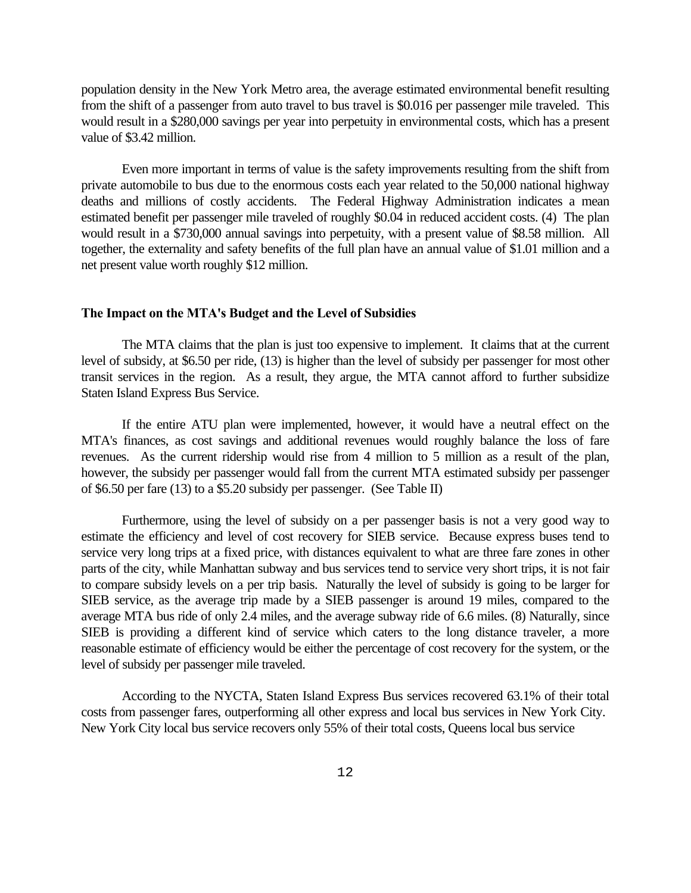population density in the New York Metro area, the average estimated environmental benefit resulting from the shift of a passenger from auto travel to bus travel is $0.016 per passenger mile traveled. This would result in a $280,000 savings per year into perpetuity in environmental costs, which has a present value of $3.42 million.

Even more important in terms of value is the safety improvements resulting from the shift from private automobile to bus due to the enormous costs each year related to the 50,000 national highway deaths and millions of costly accidents. The Federal Highway Administration indicates a mean estimated benefit per passenger mile traveled of roughly $0.04 in reduced accident costs. (4) The plan would result in a $730,000 annual savings into perpetuity, with a present value of $8.58 million. All together, the externality and safety benefits of the full plan have an annual value of $1.01 million and a net present value worth roughly $12 million.

**The Impact on the MTA's Budget and the Level of Subsidies**

The MTA claims that the plan is just too expensive to implement. It claims that at the current level of subsidy, at $6.50 per ride, (13) is higher than the level of subsidy per passenger for most other transit services in the region. As a result, they argue, the MTA cannot afford to further subsidize Staten Island Express Bus Service.

If the entire ATU plan were implemented, however, it would have a neutral effect on the MTA's finances, as cost savings and additional revenues would roughly balance the loss of fare revenues. As the current ridership would rise from 4 million to 5 million as a result of the plan, however, the subsidy per passenger would fall from the current MTA estimated subsidy per passenger of $6.50 per fare (13) to a $5.20 subsidy per passenger. (See Table II)

Furthermore, using the level of subsidy on a per passenger basis is not a very good way to estimate the efficiency and level of cost recovery for SIEB service. Because express buses tend to service very long trips at a fixed price, with distances equivalent to what are three fare zones in other parts of the city, while Manhattan subway and bus services tend to service very short trips, it is not fair to compare subsidy levels on a per trip basis. Naturally the level of subsidy is going to be larger for SIEB service, as the average trip made by a SIEB passenger is around 19 miles, compared to the average MTA bus ride of only 2.4 miles, and the average subway ride of 6.6 miles. (8) Naturally, since SIEB is providing a different kind of service which caters to the long distance traveler, a more reasonable estimate of efficiency would be either the percentage of cost recovery for the system, or the level of subsidy per passenger mile traveled.

According to the NYCTA, Staten Island Express Bus services recovered 63.1% of their total costs from passenger fares, outperforming all other express and local bus services in New York City. New York City local bus service recovers only 55% of their total costs, Queens local bus service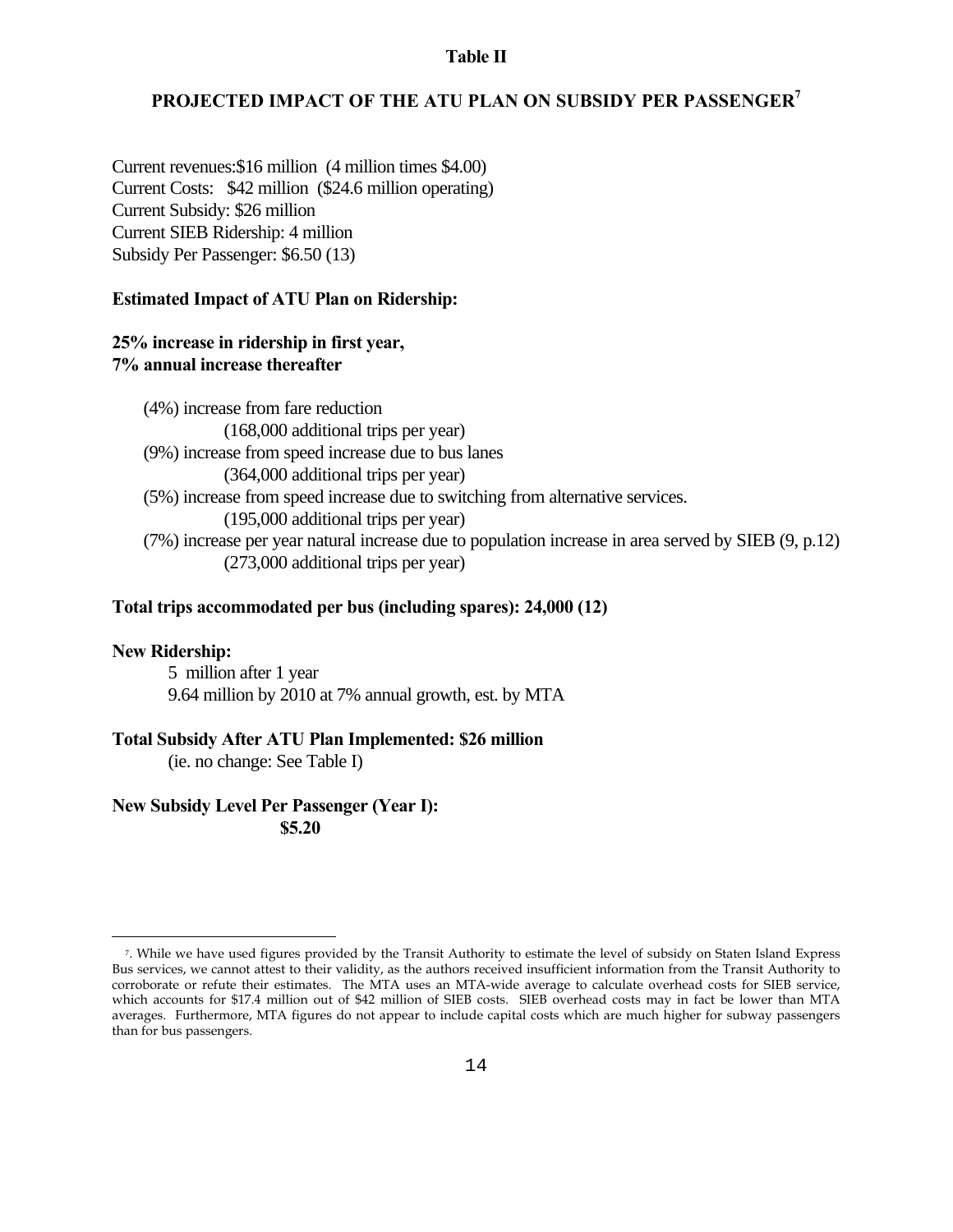**Table II**

## PROJECTED IMPACT OF THE ATU PLAN ON SUBSIDY PER PASSENGER[7]

Current revenues:$16 million (4 million times $4.00)
Current Costs: $42 million ($24.6 million operating)
Current Subsidy: $26 million
Current SIEB Ridership: 4 million
Subsidy Per Passenger: $6.50 (13)

**Estimated Impact of ATU Plan on Ridership:**

**25% increase in ridership in first year,**
**7% annual increase thereafter**

(4%) increase from fare reduction
(168,000 additional trips per year)
(9%) increase from speed increase due to bus lanes
(364,000 additional trips per year)
(5%) increase from speed increase due to switching from alternative services.
(195,000 additional trips per year)
(7%) increase per year natural increase due to population increase in area served by SIEB (9, p.12)
(273,000 additional trips per year)

**Total trips accommodated per bus (including spares): 24,000 (12)**

**New Ridership:**
5 million after 1 year
9.64 million by 2010 at 7% annual growth, est. by MTA

**Total Subsidy After ATU Plan Implemented: $26 million**
(ie. no change: See Table I)

**New Subsidy Level Per Passenger (Year I):**
**$5.20**

---

[7]. While we have used figures provided by the Transit Authority to estimate the level of subsidy on Staten Island Express Bus services, we cannot attest to their validity, as the authors received insufficient information from the Transit Authority to corroborate or refute their estimates. The MTA uses an MTA-wide average to calculate overhead costs for SIEB service, which accounts for $17.4 million out of $42 million of SIEB costs. SIEB overhead costs may in fact be lower than MTA averages. Furthermore, MTA figures do not appear to include capital costs which are much higher for subway passengers than for bus passengers.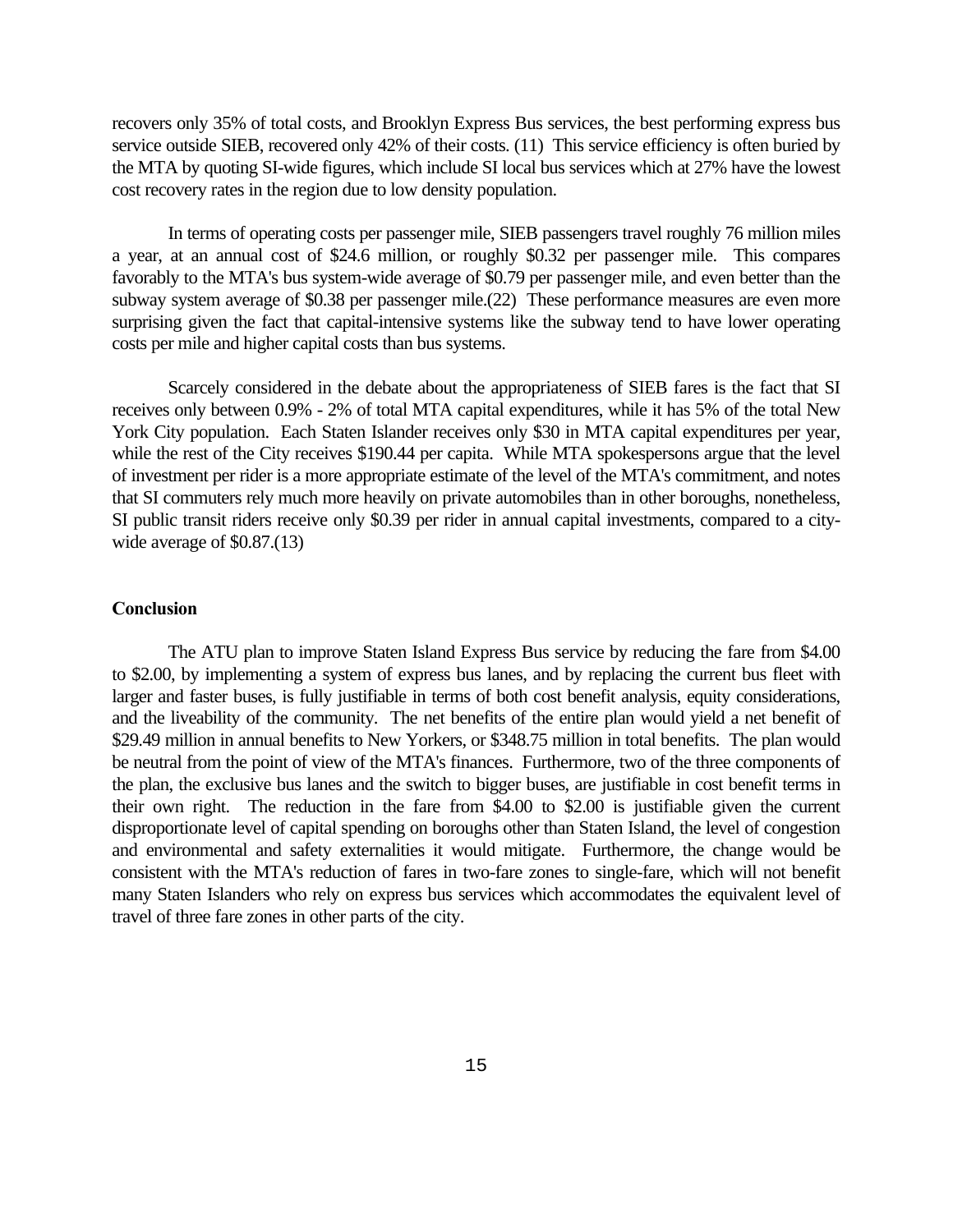recovers only 35% of total costs, and Brooklyn Express Bus services, the best performing express bus service outside SIEB, recovered only 42% of their costs. (11) This service efficiency is often buried by the MTA by quoting SI-wide figures, which include SI local bus services which at 27% have the lowest cost recovery rates in the region due to low density population.

In terms of operating costs per passenger mile, SIEB passengers travel roughly 76 million miles a year, at an annual cost of $24.6 million, or roughly $0.32 per passenger mile. This compares favorably to the MTA's bus system-wide average of $0.79 per passenger mile, and even better than the subway system average of $0.38 per passenger mile.(22) These performance measures are even more surprising given the fact that capital-intensive systems like the subway tend to have lower operating costs per mile and higher capital costs than bus systems.

Scarcely considered in the debate about the appropriateness of SIEB fares is the fact that SI receives only between 0.9% - 2% of total MTA capital expenditures, while it has 5% of the total New York City population. Each Staten Islander receives only $30 in MTA capital expenditures per year, while the rest of the City receives $190.44 per capita. While MTA spokespersons argue that the level of investment per rider is a more appropriate estimate of the level of the MTA's commitment, and notes that SI commuters rely much more heavily on private automobiles than in other boroughs, nonetheless, SI public transit riders receive only $0.39 per rider in annual capital investments, compared to a city-wide average of $0.87.(13)

**Conclusion**

The ATU plan to improve Staten Island Express Bus service by reducing the fare from $4.00 to $2.00, by implementing a system of express bus lanes, and by replacing the current bus fleet with larger and faster buses, is fully justifiable in terms of both cost benefit analysis, equity considerations, and the liveability of the community. The net benefits of the entire plan would yield a net benefit of $29.49 million in annual benefits to New Yorkers, or $348.75 million in total benefits. The plan would be neutral from the point of view of the MTA's finances. Furthermore, two of the three components of the plan, the exclusive bus lanes and the switch to bigger buses, are justifiable in cost benefit terms in their own right. The reduction in the fare from $4.00 to $2.00 is justifiable given the current disproportionate level of capital spending on boroughs other than Staten Island, the level of congestion and environmental and safety externalities it would mitigate. Furthermore, the change would be consistent with the MTA's reduction of fares in two-fare zones to single-fare, which will not benefit many Staten Islanders who rely on express bus services which accommodates the equivalent level of travel of three fare zones in other parts of the city.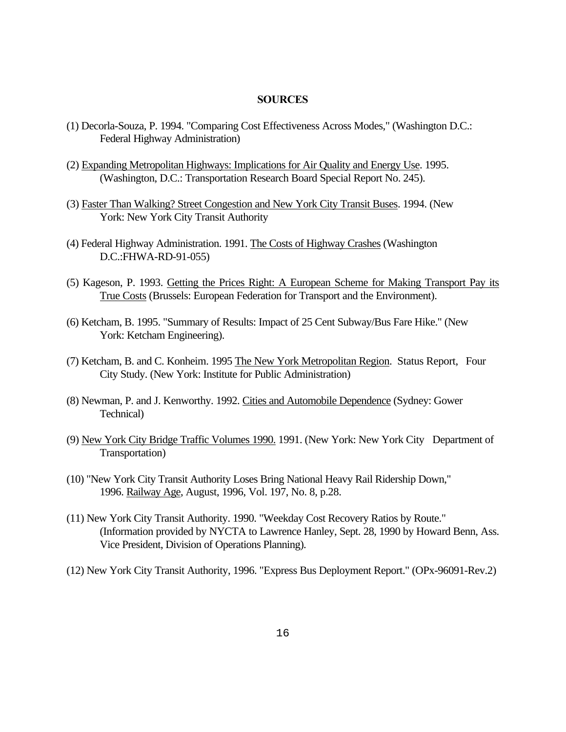**SOURCES**

(1) Decorla-Souza, P. 1994. "Comparing Cost Effectiveness Across Modes," (Washington D.C.: Federal Highway Administration)

(2) Expanding Metropolitan Highways: Implications for Air Quality and Energy Use. 1995. (Washington, D.C.: Transportation Research Board Special Report No. 245).

(3) Faster Than Walking? Street Congestion and New York City Transit Buses. 1994. (New York: New York City Transit Authority

(4) Federal Highway Administration. 1991. The Costs of Highway Crashes (Washington D.C.:FHWA-RD-91-055)

(5) Kageson, P. 1993. Getting the Prices Right: A European Scheme for Making Transport Pay its True Costs (Brussels: European Federation for Transport and the Environment).

(6) Ketcham, B. 1995. "Summary of Results: Impact of 25 Cent Subway/Bus Fare Hike." (New York: Ketcham Engineering).

(7) Ketcham, B. and C. Konheim. 1995 The New York Metropolitan Region. Status Report, Four City Study. (New York: Institute for Public Administration)

(8) Newman, P. and J. Kenworthy. 1992. Cities and Automobile Dependence (Sydney: Gower Technical)

(9) New York City Bridge Traffic Volumes 1990. 1991. (New York: New York City Department of Transportation)

(10) "New York City Transit Authority Loses Bring National Heavy Rail Ridership Down," 1996. Railway Age, August, 1996, Vol. 197, No. 8, p.28.

(11) New York City Transit Authority. 1990. "Weekday Cost Recovery Ratios by Route." (Information provided by NYCTA to Lawrence Hanley, Sept. 28, 1990 by Howard Benn, Ass. Vice President, Division of Operations Planning).

(12) New York City Transit Authority, 1996. "Express Bus Deployment Report." (OPx-96091-Rev.2)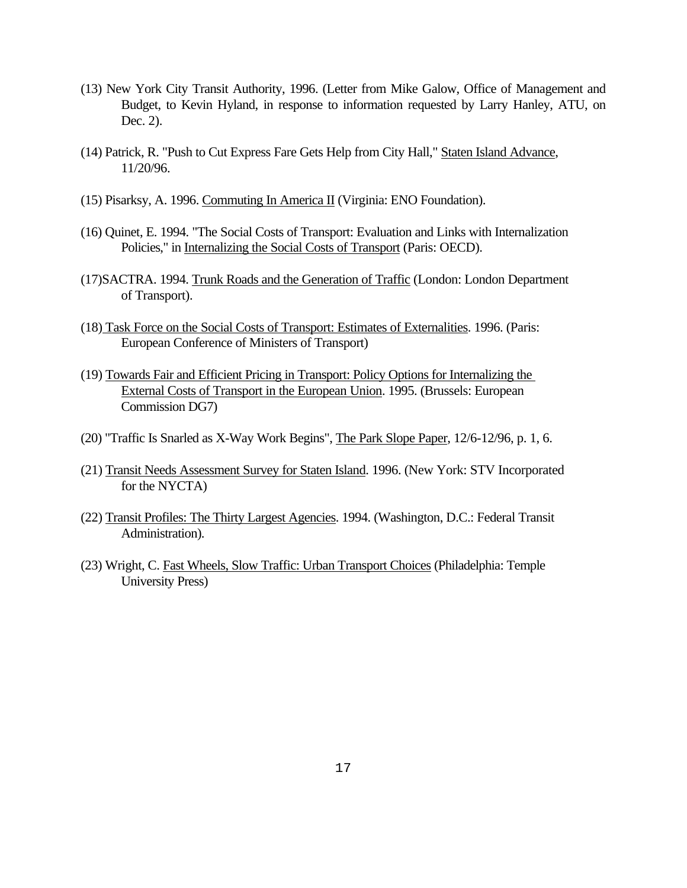(13) New York City Transit Authority, 1996. (Letter from Mike Galow, Office of Management and Budget, to Kevin Hyland, in response to information requested by Larry Hanley, ATU, on Dec. 2).

(14) Patrick, R. "Push to Cut Express Fare Gets Help from City Hall," Staten Island Advance, 11/20/96.

(15) Pisarksy, A. 1996. Commuting In America II (Virginia: ENO Foundation).

(16) Quinet, E. 1994. "The Social Costs of Transport: Evaluation and Links with Internalization Policies," in Internalizing the Social Costs of Transport (Paris: OECD).

(17)SACTRA. 1994. Trunk Roads and the Generation of Traffic (London: London Department of Transport).

(18) Task Force on the Social Costs of Transport: Estimates of Externalities. 1996. (Paris: European Conference of Ministers of Transport)

(19) Towards Fair and Efficient Pricing in Transport: Policy Options for Internalizing the External Costs of Transport in the European Union. 1995. (Brussels: European Commission DG7)

(20) "Traffic Is Snarled as X-Way Work Begins", The Park Slope Paper, 12/6-12/96, p. 1, 6.

(21) Transit Needs Assessment Survey for Staten Island. 1996. (New York: STV Incorporated for the NYCTA)

(22) Transit Profiles: The Thirty Largest Agencies. 1994. (Washington, D.C.: Federal Transit Administration).

(23) Wright, C. Fast Wheels, Slow Traffic: Urban Transport Choices (Philadelphia: Temple University Press)